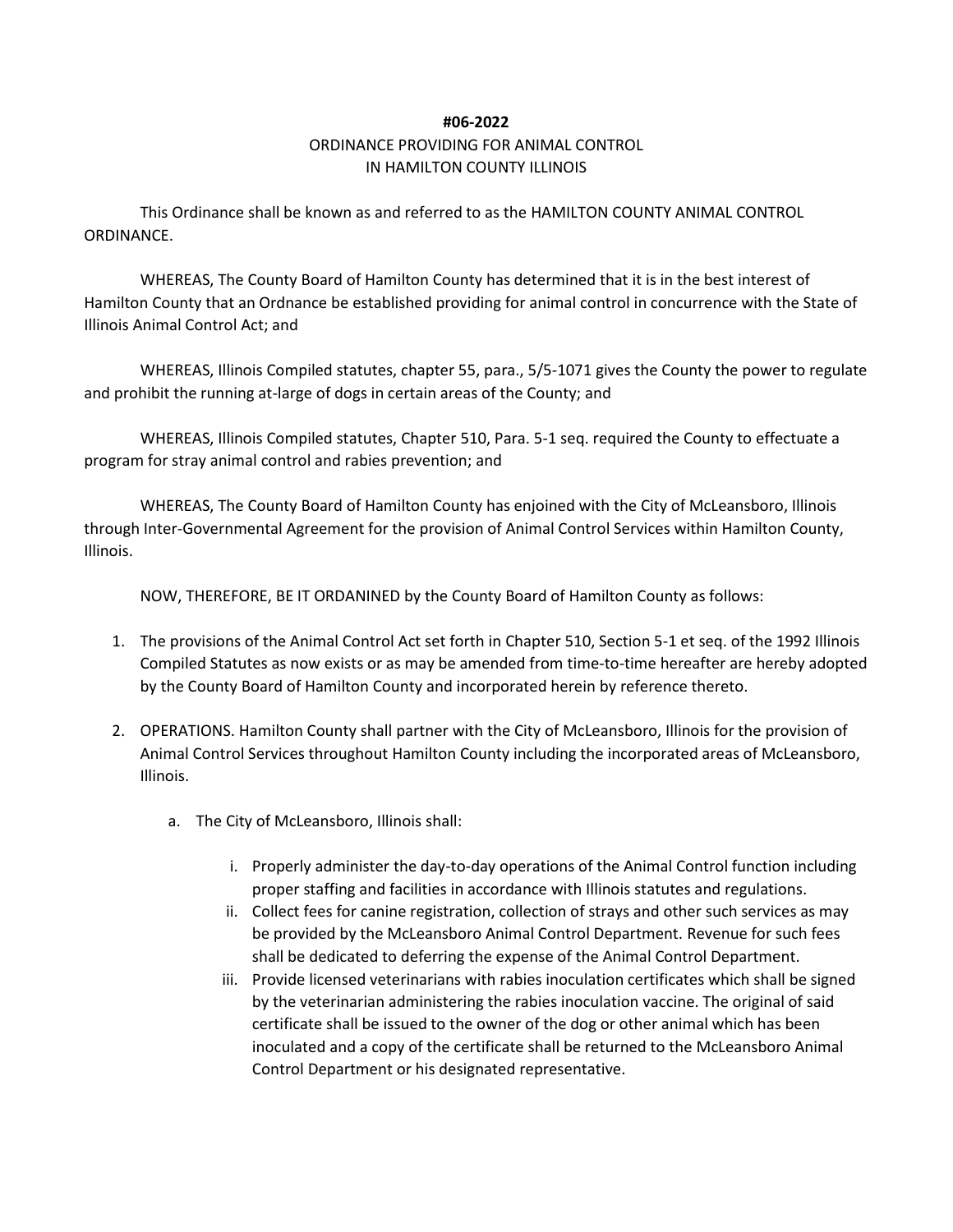**#06-2022**

ORDINANCE PROVIDING FOR ANIMAL CONTROL
IN HAMILTON COUNTY ILLINOIS

This Ordinance shall be known as and referred to as the HAMILTON COUNTY ANIMAL CONTROL ORDINANCE.

WHEREAS, The County Board of Hamilton County has determined that it is in the best interest of Hamilton County that an Ordnance be established providing for animal control in concurrence with the State of Illinois Animal Control Act; and

WHEREAS, Illinois Compiled statutes, chapter 55, para., 5/5-1071 gives the County the power to regulate and prohibit the running at-large of dogs in certain areas of the County; and

WHEREAS, Illinois Compiled statutes, Chapter 510, Para. 5-1 seq. required the County to effectuate a program for stray animal control and rabies prevention; and

WHEREAS, The County Board of Hamilton County has enjoined with the City of McLeansboro, Illinois through Inter-Governmental Agreement for the provision of Animal Control Services within Hamilton County, Illinois.

NOW, THEREFORE, BE IT ORDANINED by the County Board of Hamilton County as follows:

1. The provisions of the Animal Control Act set forth in Chapter 510, Section 5-1 et seq. of the 1992 Illinois Compiled Statutes as now exists or as may be amended from time-to-time hereafter are hereby adopted by the County Board of Hamilton County and incorporated herein by reference thereto.

2. OPERATIONS. Hamilton County shall partner with the City of McLeansboro, Illinois for the provision of Animal Control Services throughout Hamilton County including the incorporated areas of McLeansboro, Illinois.

   a. The City of McLeansboro, Illinois shall:

      i. Properly administer the day-to-day operations of the Animal Control function including proper staffing and facilities in accordance with Illinois statutes and regulations.
      ii. Collect fees for canine registration, collection of strays and other such services as may be provided by the McLeansboro Animal Control Department. Revenue for such fees shall be dedicated to deferring the expense of the Animal Control Department.
      iii. Provide licensed veterinarians with rabies inoculation certificates which shall be signed by the veterinarian administering the rabies inoculation vaccine. The original of said certificate shall be issued to the owner of the dog or other animal which has been inoculated and a copy of the certificate shall be returned to the McLeansboro Animal Control Department or his designated representative.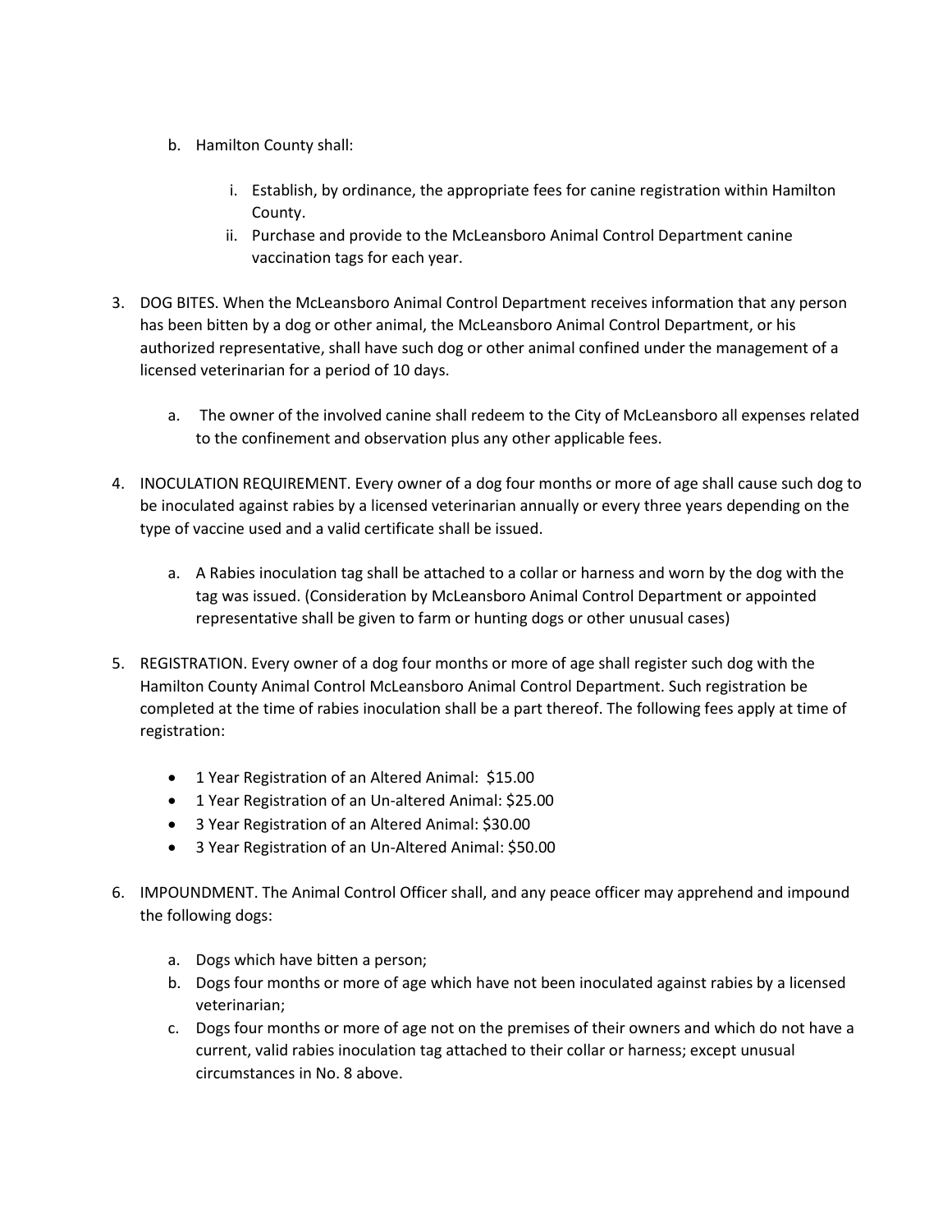b. Hamilton County shall:

   i. Establish, by ordinance, the appropriate fees for canine registration within Hamilton County.
   
   ii. Purchase and provide to the McLeansboro Animal Control Department canine vaccination tags for each year.

3. DOG BITES. When the McLeansboro Animal Control Department receives information that any person has been bitten by a dog or other animal, the McLeansboro Animal Control Department, or his authorized representative, shall have such dog or other animal confined under the management of a licensed veterinarian for a period of 10 days.

   a. The owner of the involved canine shall redeem to the City of McLeansboro all expenses related to the confinement and observation plus any other applicable fees.

4. INOCULATION REQUIREMENT. Every owner of a dog four months or more of age shall cause such dog to be inoculated against rabies by a licensed veterinarian annually or every three years depending on the type of vaccine used and a valid certificate shall be issued.

   a. A Rabies inoculation tag shall be attached to a collar or harness and worn by the dog with the tag was issued. (Consideration by McLeansboro Animal Control Department or appointed representative shall be given to farm or hunting dogs or other unusual cases)

5. REGISTRATION. Every owner of a dog four months or more of age shall register such dog with the Hamilton County Animal Control McLeansboro Animal Control Department. Such registration be completed at the time of rabies inoculation shall be a part thereof. The following fees apply at time of registration:

   - 1 Year Registration of an Altered Animal: $15.00
   - 1 Year Registration of an Un-altered Animal: $25.00
   - 3 Year Registration of an Altered Animal: $30.00
   - 3 Year Registration of an Un-Altered Animal: $50.00

6. IMPOUNDMENT. The Animal Control Officer shall, and any peace officer may apprehend and impound the following dogs:

   a. Dogs which have bitten a person;
   b. Dogs four months or more of age which have not been inoculated against rabies by a licensed veterinarian;
   c. Dogs four months or more of age not on the premises of their owners and which do not have a current, valid rabies inoculation tag attached to their collar or harness; except unusual circumstances in No. 8 above.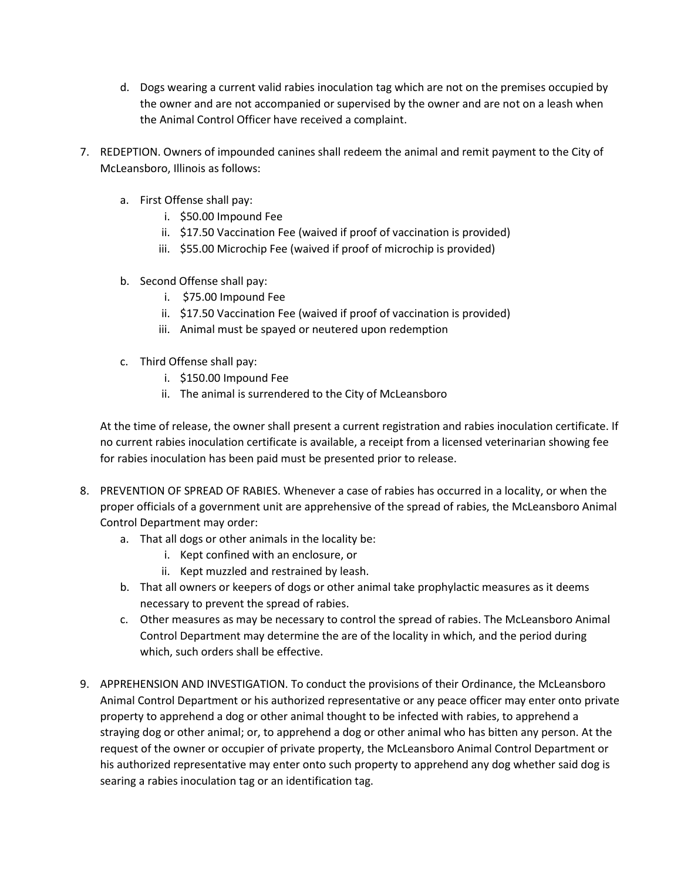d. Dogs wearing a current valid rabies inoculation tag which are not on the premises occupied by the owner and are not accompanied or supervised by the owner and are not on a leash when the Animal Control Officer have received a complaint.

7. REDEPTION. Owners of impounded canines shall redeem the animal and remit payment to the City of McLeansboro, Illinois as follows:

   a. First Offense shall pay:
      i. $50.00 Impound Fee
      ii. $17.50 Vaccination Fee (waived if proof of vaccination is provided)
      iii. $55.00 Microchip Fee (waived if proof of microchip is provided)

   b. Second Offense shall pay:
      i. $75.00 Impound Fee
      ii. $17.50 Vaccination Fee (waived if proof of vaccination is provided)
      iii. Animal must be spayed or neutered upon redemption

   c. Third Offense shall pay:
      i. $150.00 Impound Fee
      ii. The animal is surrendered to the City of McLeansboro

   At the time of release, the owner shall present a current registration and rabies inoculation certificate. If no current rabies inoculation certificate is available, a receipt from a licensed veterinarian showing fee for rabies inoculation has been paid must be presented prior to release.

8. PREVENTION OF SPREAD OF RABIES. Whenever a case of rabies has occurred in a locality, or when the proper officials of a government unit are apprehensive of the spread of rabies, the McLeansboro Animal Control Department may order:
   a. That all dogs or other animals in the locality be:
      i. Kept confined with an enclosure, or
      ii. Kept muzzled and restrained by leash.
   b. That all owners or keepers of dogs or other animal take prophylactic measures as it deems necessary to prevent the spread of rabies.
   c. Other measures as may be necessary to control the spread of rabies. The McLeansboro Animal Control Department may determine the are of the locality in which, and the period during which, such orders shall be effective.

9. APPREHENSION AND INVESTIGATION. To conduct the provisions of their Ordinance, the McLeansboro Animal Control Department or his authorized representative or any peace officer may enter onto private property to apprehend a dog or other animal thought to be infected with rabies, to apprehend a straying dog or other animal; or, to apprehend a dog or other animal who has bitten any person. At the request of the owner or occupier of private property, the McLeansboro Animal Control Department or his authorized representative may enter onto such property to apprehend any dog whether said dog is searing a rabies inoculation tag or an identification tag.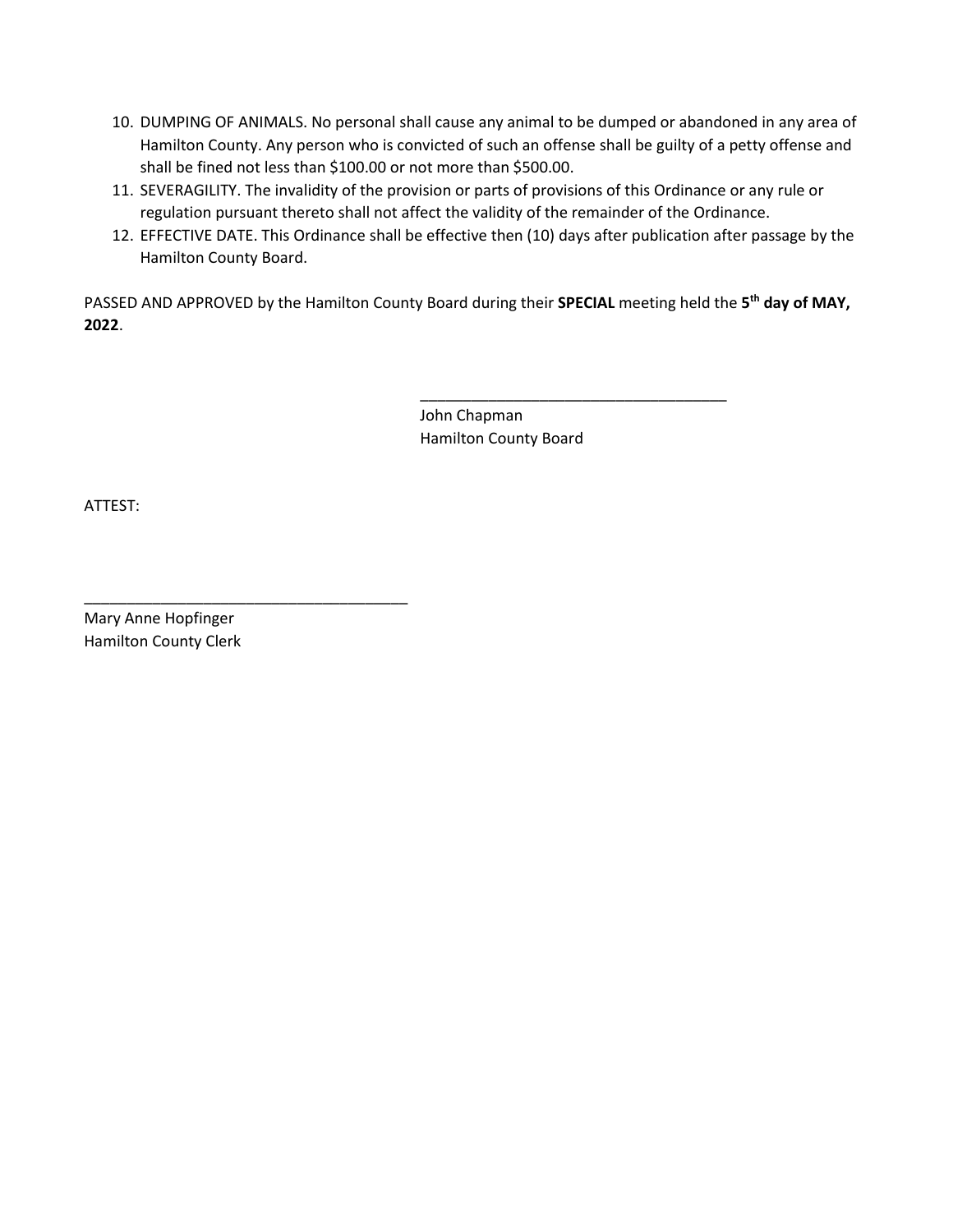10. DUMPING OF ANIMALS. No personal shall cause any animal to be dumped or abandoned in any area of Hamilton County. Any person who is convicted of such an offense shall be guilty of a petty offense and shall be fined not less than $100.00 or not more than $500.00.
11. SEVERAGILITY. The invalidity of the provision or parts of provisions of this Ordinance or any rule or regulation pursuant thereto shall not affect the validity of the remainder of the Ordinance.
12. EFFECTIVE DATE. This Ordinance shall be effective then (10) days after publication after passage by the Hamilton County Board.

PASSED AND APPROVED by the Hamilton County Board during their **SPECIAL** meeting held the **5th day of MAY, 2022**.

\_\_\_\_\_\_\_\_\_\_\_\_\_\_\_\_\_\_\_\_\_\_\_\_\_\_\_\_\_\_\_\_\_\_\_\_\_\_
John Chapman
Hamilton County Board

ATTEST:

\_\_\_\_\_\_\_\_\_\_\_\_\_\_\_\_\_\_\_\_\_\_\_\_\_\_\_\_\_\_\_\_\_\_\_\_\_\_
Mary Anne Hopfinger
Hamilton County Clerk